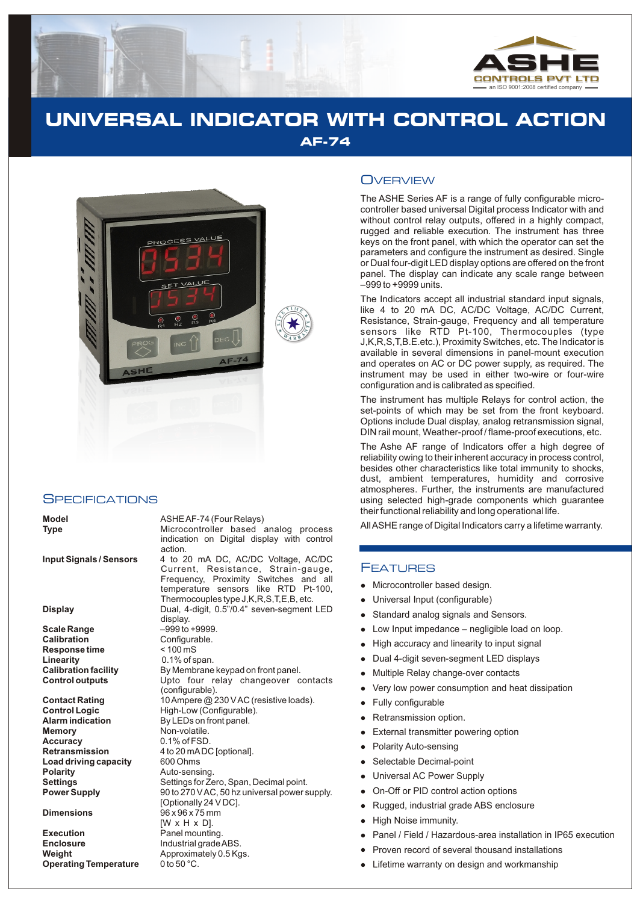ASHE CONTROLS PVT LTD
an ISO 9001:2008 certified company

# UNIVERSAL INDICATOR WITH CONTROL ACTION
## AF-74

## Overview

The ASHE Series AF is a range of fully configurable micro-controller based universal Digital process Indicator with and without control relay outputs, offered in a highly compact, rugged and reliable execution. The instrument has three keys on the front panel, with which the operator can set the parameters and configure the instrument as desired. Single or Dual four-digit LED display options are offered on the front panel. The display can indicate any scale range between –999 to +9999 units.

The Indicators accept all industrial standard input signals, like 4 to 20 mA DC, AC/DC Voltage, AC/DC Current, Resistance, Strain-gauge, Frequency and all temperature sensors like RTD Pt-100, Thermocouples (type J,K,R,S,T,B.E.etc.), Proximity Switches, etc. The Indicator is available in several dimensions in panel-mount execution and operates on AC or DC power supply, as required. The instrument may be used in either two-wire or four-wire configuration and is calibrated as specified.

The instrument has multiple Relays for control action, the set-points of which may be set from the front keyboard. Options include Dual display, analog retransmission signal, DIN rail mount, Weather-proof / flame-proof executions, etc.

The Ashe AF range of Indicators offer a high degree of reliability owing to their inherent accuracy in process control, besides other characteristics like total immunity to shocks, dust, ambient temperatures, humidity and corrosive atmospheres. Further, the instruments are manufactured using selected high-grade components which guarantee their functional reliability and long operational life.

All ASHE range of Digital Indicators carry a lifetime warranty.

## Specifications

| | |
|---|---|
| **Model** | ASHE AF-74 (Four Relays) |
| **Type** | Microcontroller based analog process indication on Digital display with control action. |
| **Input Signals / Sensors** | 4 to 20 mA DC, AC/DC Voltage, AC/DC Current, Resistance, Strain-gauge, Frequency, Proximity Switches and all temperature sensors like RTD Pt-100, Thermocouples type J,K,R,S,T,E,B, etc. |
| **Display** | Dual, 4-digit, 0.5"/0.4" seven-segment LED display. |
| **Scale Range** | –999 to +9999. |
| **Calibration** | Configurable. |
| **Response time** | < 100 mS |
| **Linearity** | 0.1% of span. |
| **Calibration facility** | By Membrane keypad on front panel. |
| **Control outputs** | Upto four relay changeover contacts (configurable). |
| **Contact Rating** | 10 Ampere @ 230 V AC (resistive loads). |
| **Control Logic** | High-Low (Configurable). |
| **Alarm indication** | By LEDs on front panel. |
| **Memory** | Non-volatile. |
| **Accuracy** | 0.1% of FSD. |
| **Retransmission** | 4 to 20 mA DC [optional]. |
| **Load driving capacity** | 600 Ohms |
| **Polarity** | Auto-sensing. |
| **Settings** | Settings for Zero, Span, Decimal point. |
| **Power Supply** | 90 to 270 V AC, 50 hz universal power supply. [Optionally 24 V DC]. |
| **Dimensions** | 96 x 96 x 75 mm [W x H x D]. |
| **Execution** | Panel mounting. |
| **Enclosure** | Industrial grade ABS. |
| **Weight** | Approximately 0.5 Kgs. |
| **Operating Temperature** | 0 to 50 °C. |

## Features

- Microcontroller based design.
- Universal Input (configurable)
- Standard analog signals and Sensors.
- Low Input impedance – negligible load on loop.
- High accuracy and linearity to input signal
- Dual 4-digit seven-segment LED displays
- Multiple Relay change-over contacts
- Very low power consumption and heat dissipation
- Fully configurable
- Retransmission option.
- External transmitter powering option
- Polarity Auto-sensing
- Selectable Decimal-point
- Universal AC Power Supply
- On-Off or PID control action options
- Rugged, industrial grade ABS enclosure
- High Noise immunity.
- Panel / Field / Hazardous-area installation in IP65 execution
- Proven record of several thousand installations
- Lifetime warranty on design and workmanship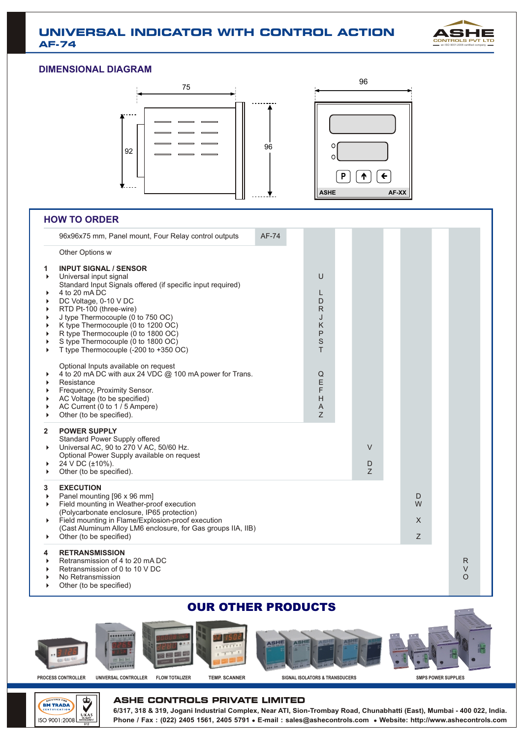# UNIVERSAL INDICATOR WITH CONTROL ACTION
## AF-74

## DIMENSIONAL DIAGRAM

75

92

96

96

ASHE AF-XX

## HOW TO ORDER

| | | | | | | |
|---|---|---|---|---|---|---|
| 96x96x75 mm, Panel mount, Four Relay control outputs | AF-74 | | | | | |
| Other Options w | | | | | | |
| **1 INPUT SIGNAL / SENSOR** | | | | | | |
| Universal input signal | | U | | | | |
| Standard Input Signals offered (if specific input required) | | | | | | |
| 4 to 20 mA DC | | L | | | | |
| DC Voltage, 0-10 V DC | | D | | | | |
| RTD Pt-100 (three-wire) | | R | | | | |
| J type Thermocouple (0 to 750 OC) | | J | | | | |
| K type Thermocouple (0 to 1200 OC) | | K | | | | |
| R type Thermocouple (0 to 1800 OC) | | P | | | | |
| S type Thermocouple (0 to 1800 OC) | | S | | | | |
| T type Thermocouple (-200 to +350 OC) | | T | | | | |
| Optional Inputs available on request | | | | | | |
| 4 to 20 mA DC with aux 24 VDC @ 100 mA power for Trans. | | Q | | | | |
| Resistance | | E | | | | |
| Frequency, Proximity Sensor. | | F | | | | |
| AC Voltage (to be specified) | | H | | | | |
| AC Current (0 to 1 / 5 Ampere) | | A | | | | |
| Other (to be specified). | | Z | | | | |
| **2 POWER SUPPLY** | | | | | | |
| Standard Power Supply offered | | | | | | |
| Universal AC, 90 to 270 V AC, 50/60 Hz. | | | | V | | |
| Optional Power Supply available on request | | | | | | |
| 24 V DC (±10%). | | | | D | | |
| Other (to be specified). | | | | Z | | |
| **3 EXECUTION** | | | | | | |
| Panel mounting [96 x 96 mm] | | | | | D | |
| Field mounting in Weather-proof execution (Polycarbonate enclosure, IP65 protection) | | | | | W | |
| Field mounting in Flame/Explosion-proof execution (Cast Aluminum Alloy LM6 enclosure, for Gas groups IIA, IIB) | | | | | X | |
| Other (to be specified) | | | | | Z | |
| **4 RETRANSMISSION** | | | | | | |
| Retransmission of 4 to 20 mA DC | | | | | | R |
| Retransmission of 0 to 10 V DC | | | | | | V |
| No Retransmission | | | | | | O |
| Other (to be specified) | | | | | | |

## OUR OTHER PRODUCTS

PROCESS CONTROLLER · UNIVERSAL CONTROLLER · FLOW TOTALIZER · TEMP. SCANNER · SIGNAL ISOLATORS & TRANSDUCERS · SMPS POWER SUPPLIES

ISO 9001:2008

**ASHE CONTROLS PRIVATE LIMITED**

6/317, 318 & 319, Jogani Industrial Complex, Near ATI, Sion-Trombay Road, Chunabhatti (East), Mumbai - 400 022, India.

Phone / Fax : (022) 2405 1561, 2405 5791 • E-mail : sales@ashecontrols.com • Website: http://www.ashecontrols.com